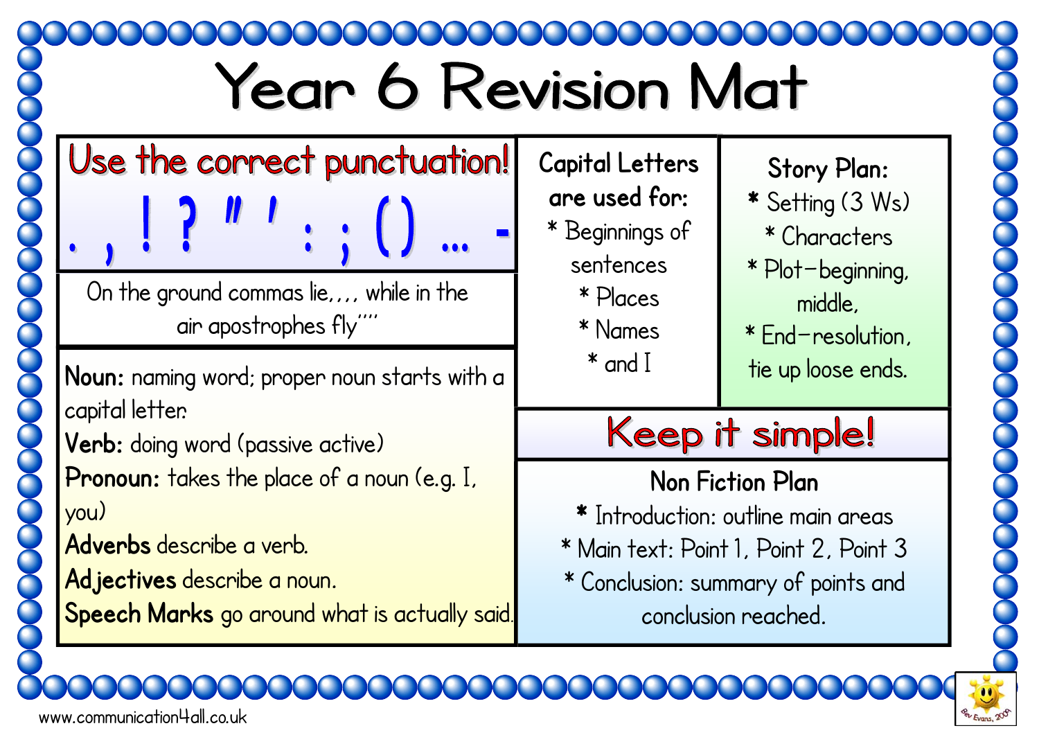# Year 6 Revision Mat

## Use the correct punctuation!

. , ! ? " ' : ; ( ) ... -

On the ground commas lie,,,, while in the air apostrophes fly''''

**Noun:** naming word; proper noun starts with a capital letter.

**Verb:** doing word (passive active)

**Pronoun:** takes the place of a noun (e.g. I, you)

**Adverbs** describe a verb.

**Adjectives** describe a noun.

**Speech Marks** go around what is actually said.

## Capital Letters are used for:

* Beginnings of sentences
* Places
* Names
* and I

## Story Plan:

* Setting (3 Ws)
* Characters
* Plot–beginning, middle,
* End–resolution, tie up loose ends.

## Keep it simple!

## Non Fiction Plan

* Introduction: outline main areas
* Main text: Point 1, Point 2, Point 3
* Conclusion: summary of points and conclusion reached.

www.communication4all.co.uk

Bev Evans, 2009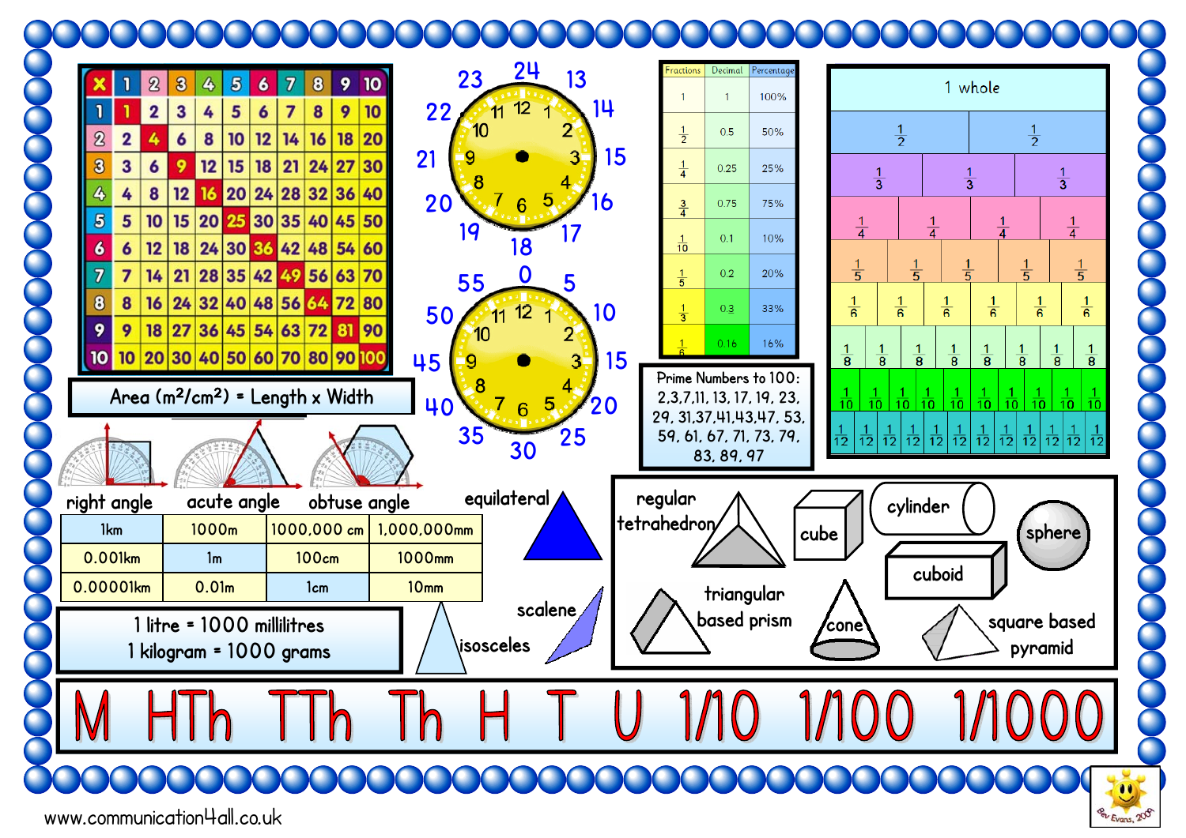| × | 1 | 2 | 3 | 4 | 5 | 6 | 7 | 8 | 9 | 10 |
|---|---|---|---|---|---|---|---|---|---|---|
| 1 | 1 | 2 | 3 | 4 | 5 | 6 | 7 | 8 | 9 | 10 |
| 2 | 2 | 4 | 6 | 8 | 10 | 12 | 14 | 16 | 18 | 20 |
| 3 | 3 | 6 | 9 | 12 | 15 | 18 | 21 | 24 | 27 | 30 |
| 4 | 4 | 8 | 12 | 16 | 20 | 24 | 28 | 32 | 36 | 40 |
| 5 | 5 | 10 | 15 | 20 | 25 | 30 | 35 | 40 | 45 | 50 |
| 6 | 6 | 12 | 18 | 24 | 30 | 36 | 42 | 48 | 54 | 60 |
| 7 | 7 | 14 | 21 | 28 | 35 | 42 | 49 | 56 | 63 | 70 |
| 8 | 8 | 16 | 24 | 32 | 40 | 48 | 56 | 64 | 72 | 80 |
| 9 | 9 | 18 | 27 | 36 | 45 | 54 | 63 | 72 | 81 | 90 |
| 10 | 10 | 20 | 30 | 40 | 50 | 60 | 70 | 80 | 90 | 100 |

Area ($m^2$/$cm^2$) = Length x Width

24 13 14 15 16 17 18 19 20 21 22 23

12 1 2 3 4 5 6 7 8 9 10 11

0 5 10 15 20 25 30 35 40 45 50 55

12 1 2 3 4 5 6 7 8 9 10 11

| Fractions | Decimal | Percentage |
|---|---|---|
| 1 | 1 | 100% |
| $\frac{1}{2}$ | 0.5 | 50% |
| $\frac{1}{4}$ | 0.25 | 25% |
| $\frac{3}{4}$ | 0.75 | 75% |
| $\frac{1}{10}$ | 0.1 | 10% |
| $\frac{1}{5}$ | 0.2 | 20% |
| $\frac{1}{3}$ | 0.3 | 33% |
| $\frac{1}{6}$ | 0.16 | 16% |

Prime Numbers to 100: 2,3,7,11, 13, 17, 19, 23, 29, 31,37,41,43,47, 53, 59, 61, 67, 71, 73, 79, 83, 89, 97

1 whole

$\frac{1}{2}$ $\frac{1}{2}$

$\frac{1}{3}$ $\frac{1}{3}$ $\frac{1}{3}$

$\frac{1}{4}$ $\frac{1}{4}$ $\frac{1}{4}$ $\frac{1}{4}$

$\frac{1}{5}$ $\frac{1}{5}$ $\frac{1}{5}$ $\frac{1}{5}$ $\frac{1}{5}$

$\frac{1}{6}$ $\frac{1}{6}$ $\frac{1}{6}$ $\frac{1}{6}$ $\frac{1}{6}$ $\frac{1}{6}$

$\frac{1}{8}$ $\frac{1}{8}$ $\frac{1}{8}$ $\frac{1}{8}$ $\frac{1}{8}$ $\frac{1}{8}$ $\frac{1}{8}$ $\frac{1}{8}$

$\frac{1}{10}$ $\frac{1}{10}$ $\frac{1}{10}$ $\frac{1}{10}$ $\frac{1}{10}$ $\frac{1}{10}$ $\frac{1}{10}$ $\frac{1}{10}$ $\frac{1}{10}$ $\frac{1}{10}$

$\frac{1}{12}$ $\frac{1}{12}$ $\frac{1}{12}$ $\frac{1}{12}$ $\frac{1}{12}$ $\frac{1}{12}$ $\frac{1}{12}$ $\frac{1}{12}$ $\frac{1}{12}$ $\frac{1}{12}$ $\frac{1}{12}$ $\frac{1}{12}$

right angle — acute angle — obtuse angle

| | | | |
|---|---|---|---|
| 1km | 1000m | 1000,000 cm | 1,000,000mm |
| 0.001km | 1m | 100cm | 1000mm |
| 0.00001km | 0.01m | 1cm | 10mm |

1 litre = 1000 millilitres
1 kilogram = 1000 grams

equilateral

scalene

isosceles

regular tetrahedron — cube — cylinder — sphere — cuboid — triangular based prism — cone — square based pyramid

M HTh TTh Th H T U 1/10 1/100 1/1000

www.communication4all.co.uk

Bev Evans, 2007